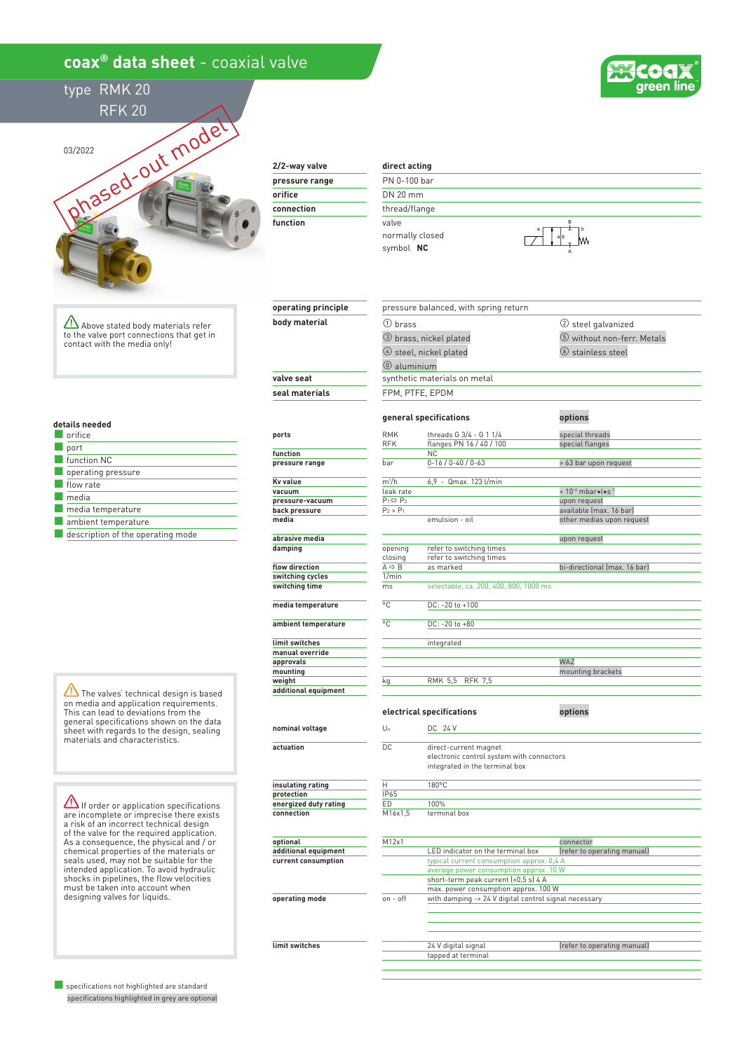# coax® data sheet - coaxial valve

## type RMK 20
## RFK 20

03/2022

phased-out model

| 2/2-way valve | direct acting |
|---|---|
| pressure range | PN 0-100 bar |
| orifice | DN 20 mm |
| connection | thread/flange |
| function | valve<br>normally closed<br>symbol **NC** |

| operating principle | pressure balanced, with spring return | |
|---|---|---|
| body material | ① brass | ② steel galvanized |
| | ③ brass, nickel plated | ⑤ without non-ferr. Metals |
| | ④ steel, nickel plated | ⑥ stainless steel |
| | ⑧ aluminium | |
| valve seat | synthetic materials on metal | |
| seal materials | FPM, PTFE, EPDM | |

Above stated body materials refer to the valve port connections that get in contact with the media only!

### details needed

- orifice
- port
- function NC
- operating pressure
- flow rate
- media
- media temperature
- ambient temperature
- description of the operating mode

### general specifications

| | | general specifications | options |
|---|---|---|---|
| ports | RMK | threads G 3/4 - G 1 1/4 | special threads |
| | RFK | flanges PN 16 / 40 / 100 | special flanges |
| function | | NC | |
| pressure range | bar | 0-16 / 0-40 / 0-63 | > 63 bar upon request |
| Kv value | m³/h | 6,9 - Qmax. 123 l/min | |
| vacuum | leak rate | | < 10⁻⁶ mbar•l•s⁻¹ |
| pressure-vacuum | $P_1 \Leftrightarrow P_2$ | | upon request |
| back pressure | $P_2 > P_1$ | | available (max. 16 bar) |
| media | | emulsion - oil | other medias upon request |
| abrasive media | | | upon request |
| damping | opening | refer to switching times | |
| | closing | refer to switching times | |
| flow direction | A ⇒ B | as marked | bi-directional (max. 16 bar) |
| switching cycles | 1/min | | |
| switching time | ms | selectable, ca. 200, 400, 800, 1000 ms | |
| media temperature | °C | DC: -20 to +100 | |
| ambient temperature | °C | DC: -20 to +80 | |
| limit switches | | integrated | |
| manual override | | | |
| approvals | | | WAZ |
| mounting | | | mounting brackets |
| weight | kg | RMK 5,5 RFK 7,5 | |
| additional equipment | | | |

The valves' technical design is based on media and application requirements. This can lead to deviations from the general specifications shown on the data sheet with regards to the design, sealing materials and characteristics.

### electrical specifications

| | | electrical specifications | options |
|---|---|---|---|
| nominal voltage | $U_n$ | DC 24 V | |
| actuation | DC | direct-current magnet<br>electronic control system with connectors<br>integrated in the terminal box | |
| insulating rating | H | 180°C | |
| protection | IP65 | | |
| energized duty rating | ED | 100% | |
| connection | M16x1,5 | terminal box | |
| optional | M12x1 | | connector |
| additional equipment | | LED indicator on the terminal box | (refer to operating manual) |
| current consumption | | typical current consumption approx. 0,4 A | |
| | | average power consumption approx. 10 W | |
| | | short-term peak current (<0,5 s) 4 A | |
| | | max. power consumption approx. 100 W | |
| operating mode | on - off | with damping -> 24 V digital control signal necessary | |
| limit switches | | 24 V digital signal<br>tapped at terminal | (refer to operating manual) |

If order or application specifications are incomplete or imprecise there exists a risk of an incorrect technical design of the valve for the required application. As a consequence, the physical and / or chemical properties of the materials or seals used, may not be suitable for the intended application. To avoid hydraulic shocks in pipelines, the flow velocities must be taken into account when designing valves for liquids.

specifications not highlighted are standard
specifications highlighted in grey are optional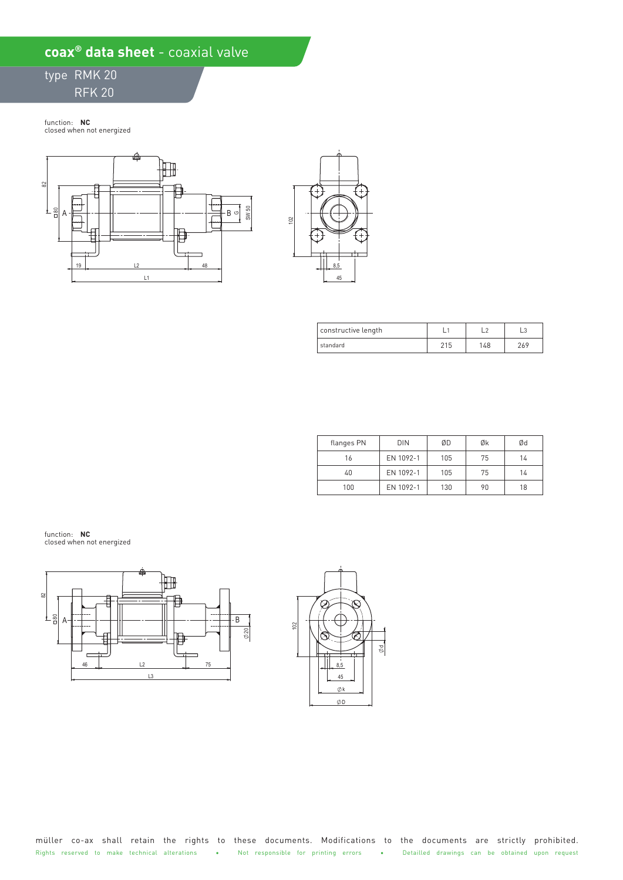# coax® data sheet - coaxial valve

## type RMK 20
## RFK 20

function: **NC**
closed when not energized

82
□80
A
B
G
SW 50
19
L2
48
L1
102
8,5
45

| constructive length | L1 | L2 | L3 |
|---|---|---|---|
| standard | 215 | 148 | 269 |

| flanges PN | DIN | ØD | Øk | Ød |
|---|---|---|---|---|
| 16 | EN 1092-1 | 105 | 75 | 14 |
| 40 | EN 1092-1 | 105 | 75 | 14 |
| 100 | EN 1092-1 | 130 | 90 | 18 |

function: **NC**
closed when not energized

82
□80
A
B
Ø20
46
L2
75
L3
102
Ød
8,5
45
Øk
ØD

müller co-ax shall retain the rights to these documents. Modifications to the documents are strictly prohibited.
Rights reserved to make technical alterations • Not responsible for printing errors • Detailled drawings can be obtained upon request